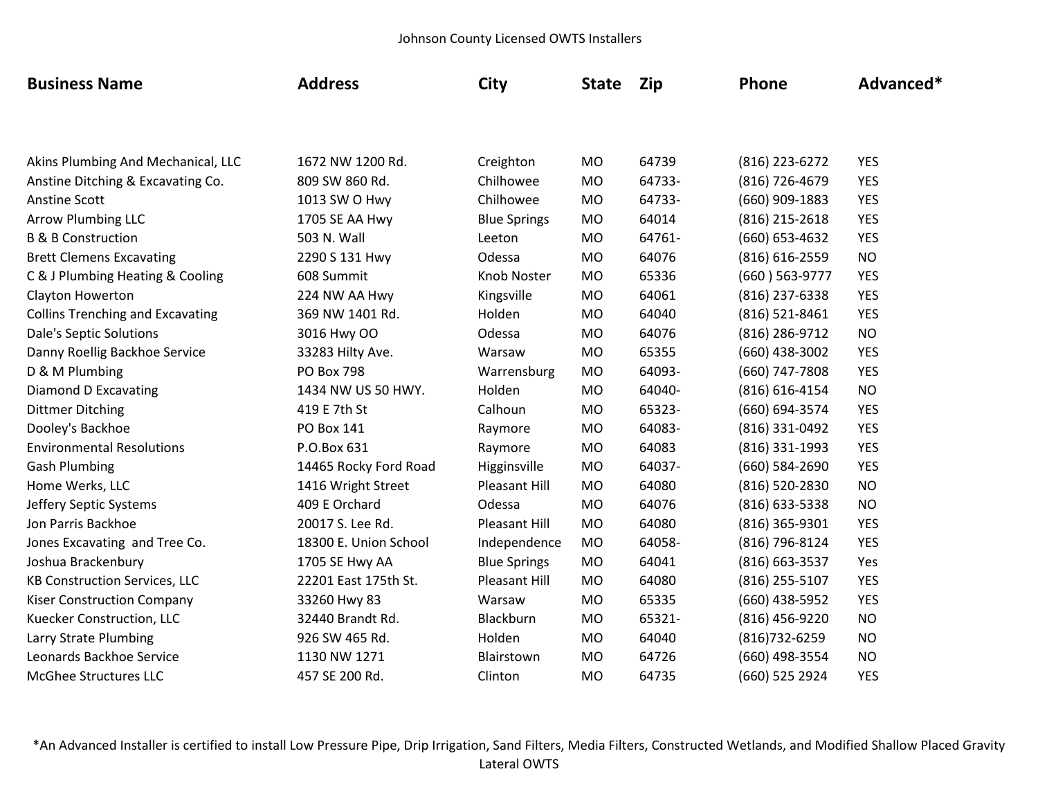Johnson County Licensed OWTS Installers

| Business Name | Address | City | State | Zip | Phone | Advanced* |
|---|---|---|---|---|---|---|
| Akins Plumbing And Mechanical, LLC | 1672 NW 1200 Rd. | Creighton | MO | 64739 | (816) 223-6272 | YES |
| Anstine Ditching & Excavating Co. | 809 SW 860 Rd. | Chilhowee | MO | 64733- | (816) 726-4679 | YES |
| Anstine Scott | 1013 SW O Hwy | Chilhowee | MO | 64733- | (660) 909-1883 | YES |
| Arrow Plumbing LLC | 1705 SE AA Hwy | Blue Springs | MO | 64014 | (816) 215-2618 | YES |
| B & B Construction | 503 N. Wall | Leeton | MO | 64761- | (660) 653-4632 | YES |
| Brett Clemens Excavating | 2290 S 131 Hwy | Odessa | MO | 64076 | (816) 616-2559 | NO |
| C & J Plumbing Heating & Cooling | 608 Summit | Knob Noster | MO | 65336 | (660 ) 563-9777 | YES |
| Clayton Howerton | 224 NW AA Hwy | Kingsville | MO | 64061 | (816) 237-6338 | YES |
| Collins Trenching and Excavating | 369 NW 1401 Rd. | Holden | MO | 64040 | (816) 521-8461 | YES |
| Dale's Septic Solutions | 3016 Hwy OO | Odessa | MO | 64076 | (816) 286-9712 | NO |
| Danny Roellig Backhoe Service | 33283 Hilty Ave. | Warsaw | MO | 65355 | (660) 438-3002 | YES |
| D & M Plumbing | PO Box 798 | Warrensburg | MO | 64093- | (660) 747-7808 | YES |
| Diamond D Excavating | 1434 NW US 50 HWY. | Holden | MO | 64040- | (816) 616-4154 | NO |
| Dittmer Ditching | 419 E 7th St | Calhoun | MO | 65323- | (660) 694-3574 | YES |
| Dooley's Backhoe | PO Box 141 | Raymore | MO | 64083- | (816) 331-0492 | YES |
| Environmental Resolutions | P.O.Box 631 | Raymore | MO | 64083 | (816) 331-1993 | YES |
| Gash Plumbing | 14465 Rocky Ford Road | Higginsville | MO | 64037- | (660) 584-2690 | YES |
| Home Werks, LLC | 1416 Wright Street | Pleasant Hill | MO | 64080 | (816) 520-2830 | NO |
| Jeffery Septic Systems | 409 E Orchard | Odessa | MO | 64076 | (816) 633-5338 | NO |
| Jon Parris Backhoe | 20017 S. Lee Rd. | Pleasant Hill | MO | 64080 | (816) 365-9301 | YES |
| Jones Excavating and Tree Co. | 18300 E. Union School | Independence | MO | 64058- | (816) 796-8124 | YES |
| Joshua Brackenbury | 1705 SE Hwy AA | Blue Springs | MO | 64041 | (816) 663-3537 | Yes |
| KB Construction Services, LLC | 22201 East 175th St. | Pleasant Hill | MO | 64080 | (816) 255-5107 | YES |
| Kiser Construction Company | 33260 Hwy 83 | Warsaw | MO | 65335 | (660) 438-5952 | YES |
| Kuecker Construction, LLC | 32440 Brandt Rd. | Blackburn | MO | 65321- | (816) 456-9220 | NO |
| Larry Strate Plumbing | 926 SW 465 Rd. | Holden | MO | 64040 | (816)732-6259 | NO |
| Leonards Backhoe Service | 1130 NW 1271 | Blairstown | MO | 64726 | (660) 498-3554 | NO |
| McGhee Structures LLC | 457 SE 200 Rd. | Clinton | MO | 64735 | (660) 525 2924 | YES |

*An Advanced Installer is certified to install Low Pressure Pipe, Drip Irrigation, Sand Filters, Media Filters, Constructed Wetlands, and Modified Shallow Placed Gravity Lateral OWTS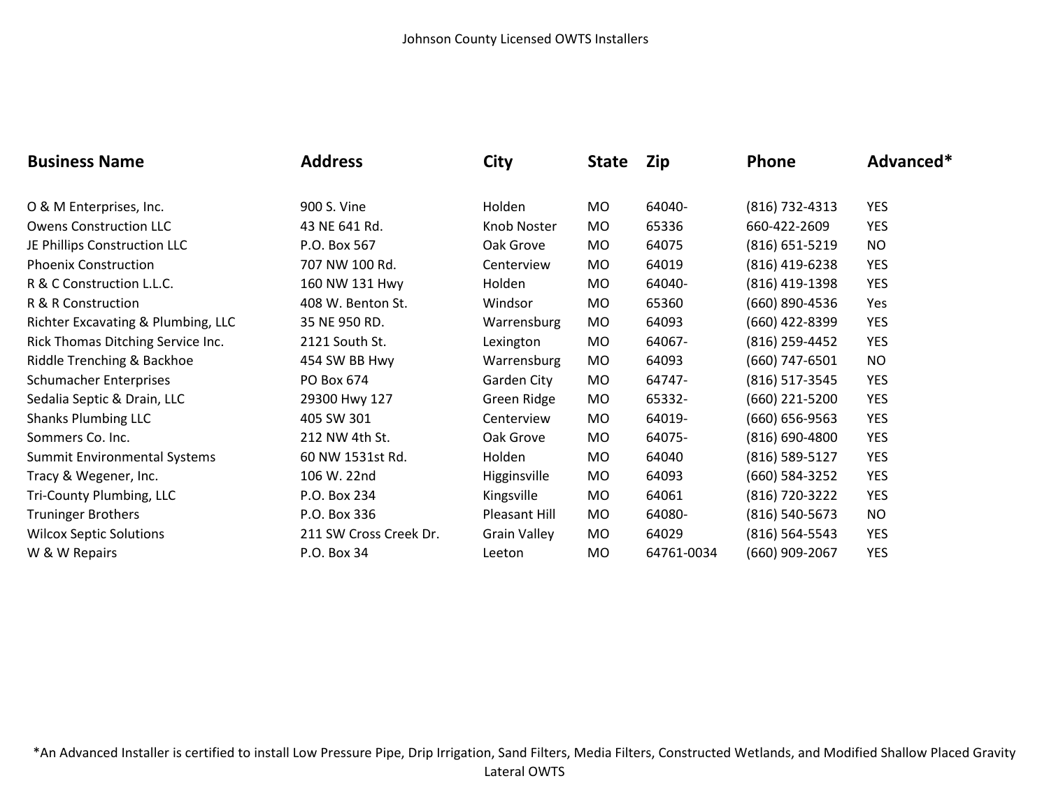Johnson County Licensed OWTS Installers

| Business Name | Address | City | State | Zip | Phone | Advanced* |
|---|---|---|---|---|---|---|
| O & M Enterprises, Inc. | 900 S. Vine | Holden | MO | 64040- | (816) 732-4313 | YES |
| Owens Construction LLC | 43 NE 641 Rd. | Knob Noster | MO | 65336 | 660-422-2609 | YES |
| JE Phillips Construction LLC | P.O. Box 567 | Oak Grove | MO | 64075 | (816) 651-5219 | NO |
| Phoenix Construction | 707 NW 100 Rd. | Centerview | MO | 64019 | (816) 419-6238 | YES |
| R & C Construction L.L.C. | 160 NW 131 Hwy | Holden | MO | 64040- | (816) 419-1398 | YES |
| R & R Construction | 408 W. Benton St. | Windsor | MO | 65360 | (660) 890-4536 | Yes |
| Richter Excavating & Plumbing, LLC | 35 NE 950 RD. | Warrensburg | MO | 64093 | (660) 422-8399 | YES |
| Rick Thomas Ditching Service Inc. | 2121 South St. | Lexington | MO | 64067- | (816) 259-4452 | YES |
| Riddle Trenching & Backhoe | 454 SW BB Hwy | Warrensburg | MO | 64093 | (660) 747-6501 | NO |
| Schumacher Enterprises | PO Box 674 | Garden City | MO | 64747- | (816) 517-3545 | YES |
| Sedalia Septic & Drain, LLC | 29300 Hwy 127 | Green Ridge | MO | 65332- | (660) 221-5200 | YES |
| Shanks Plumbing LLC | 405 SW 301 | Centerview | MO | 64019- | (660) 656-9563 | YES |
| Sommers Co. Inc. | 212 NW 4th St. | Oak Grove | MO | 64075- | (816) 690-4800 | YES |
| Summit Environmental Systems | 60 NW 1531st Rd. | Holden | MO | 64040 | (816) 589-5127 | YES |
| Tracy & Wegener, Inc. | 106 W. 22nd | Higginsville | MO | 64093 | (660) 584-3252 | YES |
| Tri-County Plumbing, LLC | P.O. Box 234 | Kingsville | MO | 64061 | (816) 720-3222 | YES |
| Truninger Brothers | P.O. Box 336 | Pleasant Hill | MO | 64080- | (816) 540-5673 | NO |
| Wilcox Septic Solutions | 211 SW Cross Creek Dr. | Grain Valley | MO | 64029 | (816) 564-5543 | YES |
| W & W Repairs | P.O. Box 34 | Leeton | MO | 64761-0034 | (660) 909-2067 | YES |

*An Advanced Installer is certified to install Low Pressure Pipe, Drip Irrigation, Sand Filters, Media Filters, Constructed Wetlands, and Modified Shallow Placed Gravity Lateral OWTS